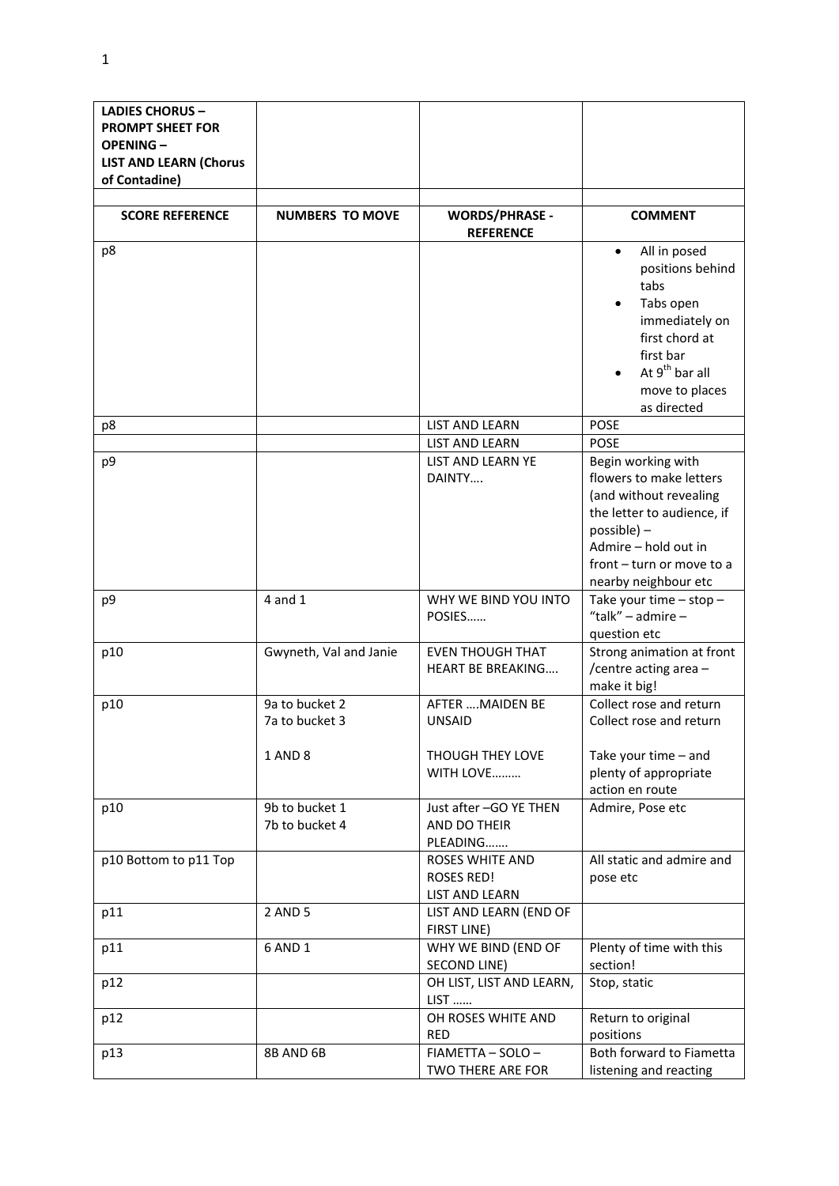| **LADIES CHORUS – PROMPT SHEET FOR OPENING – LIST AND LEARN (Chorus of Contadine)** | | | |
|---|---|---|---|
| | | | |
| **SCORE REFERENCE** | **NUMBERS TO MOVE** | **WORDS/PHRASE - REFERENCE** | **COMMENT** |
| p8 | | | • All in posed positions behind tabs<br>• Tabs open immediately on first chord at first bar<br>• At 9th bar all move to places as directed |
| p8 | | LIST AND LEARN | POSE |
| | | LIST AND LEARN | POSE |
| p9 | | LIST AND LEARN YE DAINTY…. | Begin working with flowers to make letters (and without revealing the letter to audience, if possible) – Admire – hold out in front – turn or move to a nearby neighbour etc |
| p9 | 4 and 1 | WHY WE BIND YOU INTO POSIES…… | Take your time – stop – "talk" – admire – question etc |
| p10 | Gwyneth, Val and Janie | EVEN THOUGH THAT HEART BE BREAKING…. | Strong animation at front /centre acting area – make it big! |
| p10 | 9a to bucket 2<br>7a to bucket 3<br><br>1 AND 8 | AFTER ….MAIDEN BE UNSAID<br><br>THOUGH THEY LOVE WITH LOVE……… | Collect rose and return<br>Collect rose and return<br><br>Take your time – and plenty of appropriate action en route |
| p10 | 9b to bucket 1<br>7b to bucket 4 | Just after –GO YE THEN AND DO THEIR PLEADING……. | Admire, Pose etc |
| p10 Bottom to p11 Top | | ROSES WHITE AND ROSES RED!<br>LIST AND LEARN | All static and admire and pose etc |
| p11 | 2 AND 5 | LIST AND LEARN (END OF FIRST LINE) | |
| p11 | 6 AND 1 | WHY WE BIND (END OF SECOND LINE) | Plenty of time with this section! |
| p12 | | OH LIST, LIST AND LEARN, LIST …… | Stop, static |
| p12 | | OH ROSES WHITE AND RED | Return to original positions |
| p13 | 8B AND 6B | FIAMETTA – SOLO – TWO THERE ARE FOR | Both forward to Fiametta listening and reacting |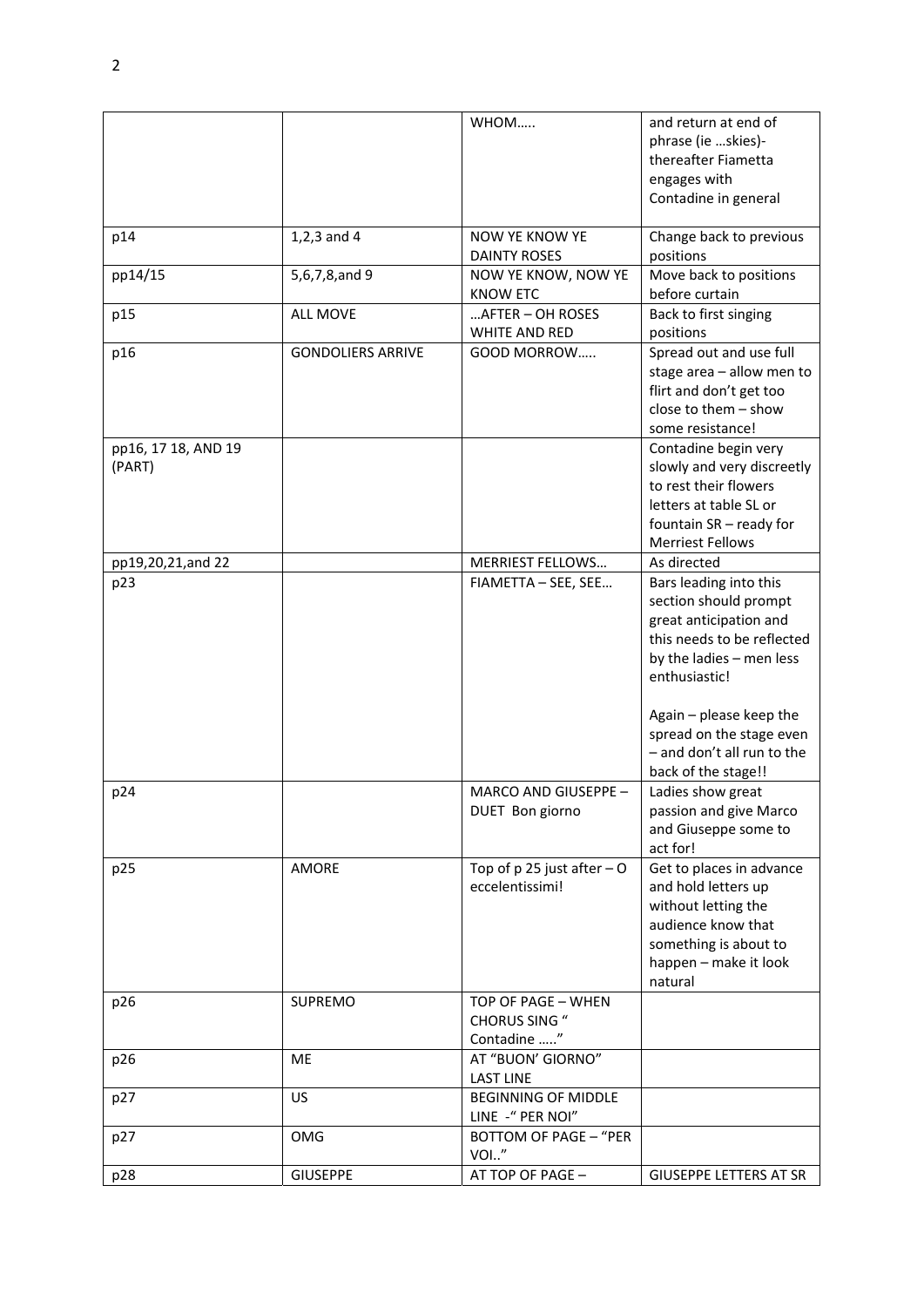| | | | |
|---|---|---|---|
| | | WHOM….. | and return at end of phrase (ie …skies)- thereafter Fiametta engages with Contadine in general |
| p14 | 1,2,3 and 4 | NOW YE KNOW YE DAINTY ROSES | Change back to previous positions |
| pp14/15 | 5,6,7,8,and 9 | NOW YE KNOW, NOW YE KNOW ETC | Move back to positions before curtain |
| p15 | ALL MOVE | …AFTER – OH ROSES WHITE AND RED | Back to first singing positions |
| p16 | GONDOLIERS ARRIVE | GOOD MORROW….. | Spread out and use full stage area – allow men to flirt and don't get too close to them – show some resistance! |
| pp16, 17 18, AND 19 (PART) | | | Contadine begin very slowly and very discreetly to rest their flowers letters at table SL or fountain SR – ready for Merriest Fellows |
| pp19,20,21,and 22 | | MERRIEST FELLOWS… | As directed |
| p23 | | FIAMETTA – SEE, SEE… | Bars leading into this section should prompt great anticipation and this needs to be reflected by the ladies – men less enthusiastic!<br><br>Again – please keep the spread on the stage even – and don't all run to the back of the stage!! |
| p24 | | MARCO AND GIUSEPPE – DUET Bon giorno | Ladies show great passion and give Marco and Giuseppe some to act for! |
| p25 | AMORE | Top of p 25 just after – O eccelentissimi! | Get to places in advance and hold letters up without letting the audience know that something is about to happen – make it look natural |
| p26 | SUPREMO | TOP OF PAGE – WHEN CHORUS SING " Contadine ….." | |
| p26 | ME | AT "BUON' GIORNO" LAST LINE | |
| p27 | US | BEGINNING OF MIDDLE LINE -" PER NOI" | |
| p27 | OMG | BOTTOM OF PAGE – "PER VOI.." | |
| p28 | GIUSEPPE | AT TOP OF PAGE – | GIUSEPPE LETTERS AT SR |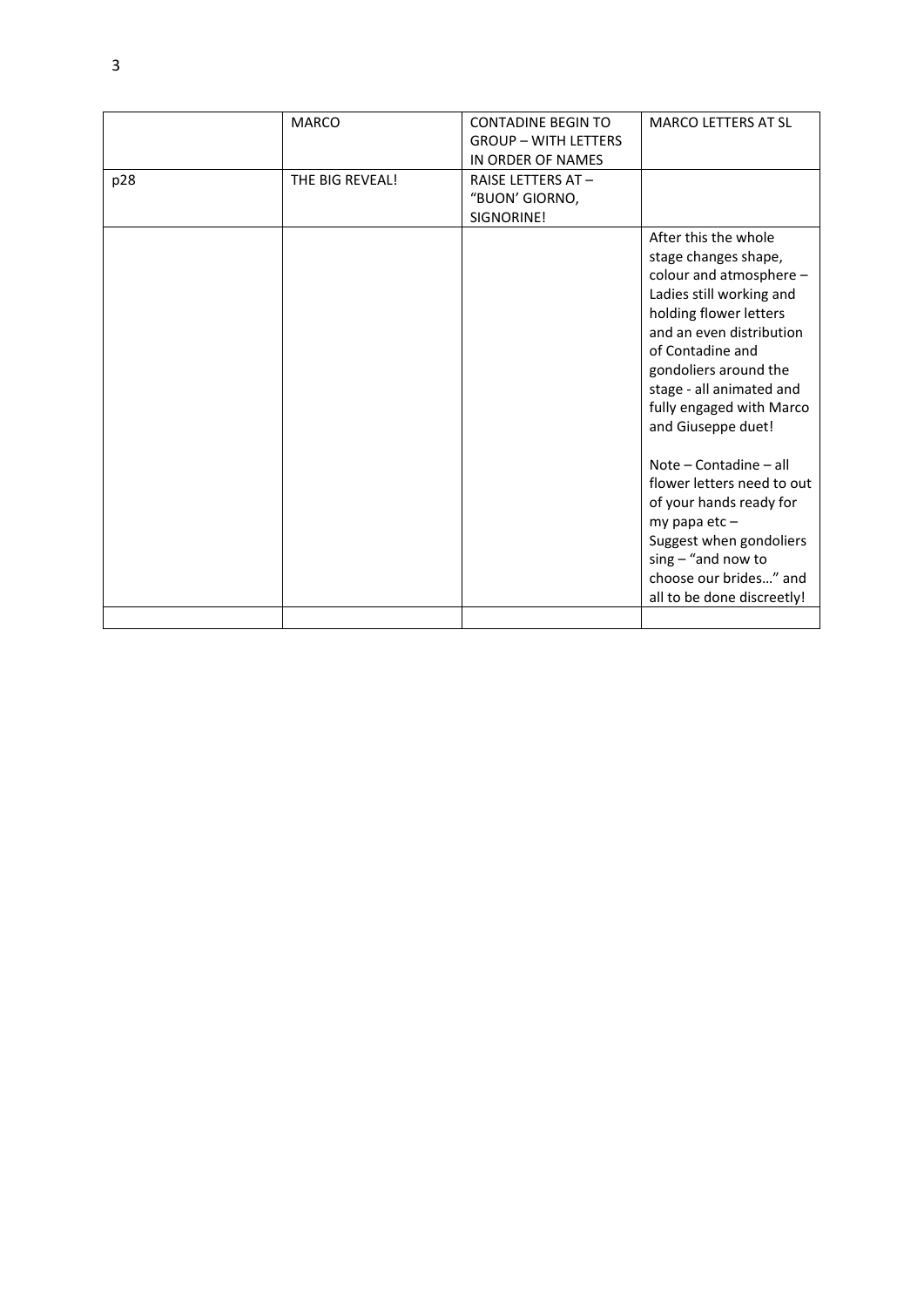| | | | |
|---|---|---|---|
| | MARCO | CONTADINE BEGIN TO GROUP – WITH LETTERS IN ORDER OF NAMES | MARCO LETTERS AT SL |
| p28 | THE BIG REVEAL! | RAISE LETTERS AT – "BUON' GIORNO, SIGNORINE! | |
| | | | After this the whole stage changes shape, colour and atmosphere – Ladies still working and holding flower letters and an even distribution of Contadine and gondoliers around the stage - all animated and fully engaged with Marco and Giuseppe duet!<br><br>Note – Contadine – all flower letters need to out of your hands ready for my papa etc – Suggest when gondoliers sing – "and now to choose our brides…" and all to be done discreetly! |
| | | | |